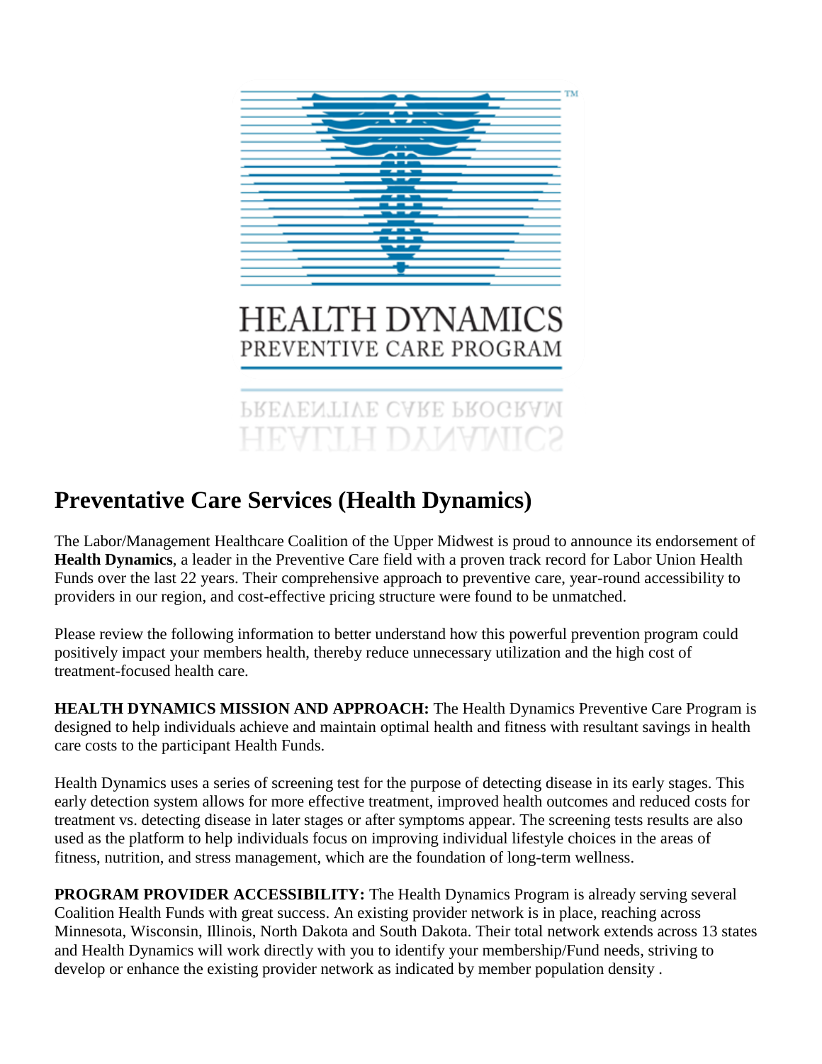HEALTH DYNAMICS
PREVENTIVE CARE PROGRAM

## Preventative Care Services (Health Dynamics)

The Labor/Management Healthcare Coalition of the Upper Midwest is proud to announce its endorsement of **Health Dynamics**, a leader in the Preventive Care field with a proven track record for Labor Union Health Funds over the last 22 years. Their comprehensive approach to preventive care, year-round accessibility to providers in our region, and cost-effective pricing structure were found to be unmatched.

Please review the following information to better understand how this powerful prevention program could positively impact your members health, thereby reduce unnecessary utilization and the high cost of treatment-focused health care.

**HEALTH DYNAMICS MISSION AND APPROACH:** The Health Dynamics Preventive Care Program is designed to help individuals achieve and maintain optimal health and fitness with resultant savings in health care costs to the participant Health Funds.

Health Dynamics uses a series of screening test for the purpose of detecting disease in its early stages. This early detection system allows for more effective treatment, improved health outcomes and reduced costs for treatment vs. detecting disease in later stages or after symptoms appear. The screening tests results are also used as the platform to help individuals focus on improving individual lifestyle choices in the areas of fitness, nutrition, and stress management, which are the foundation of long-term wellness.

**PROGRAM PROVIDER ACCESSIBILITY:** The Health Dynamics Program is already serving several Coalition Health Funds with great success. An existing provider network is in place, reaching across Minnesota, Wisconsin, Illinois, North Dakota and South Dakota. Their total network extends across 13 states and Health Dynamics will work directly with you to identify your membership/Fund needs, striving to develop or enhance the existing provider network as indicated by member population density .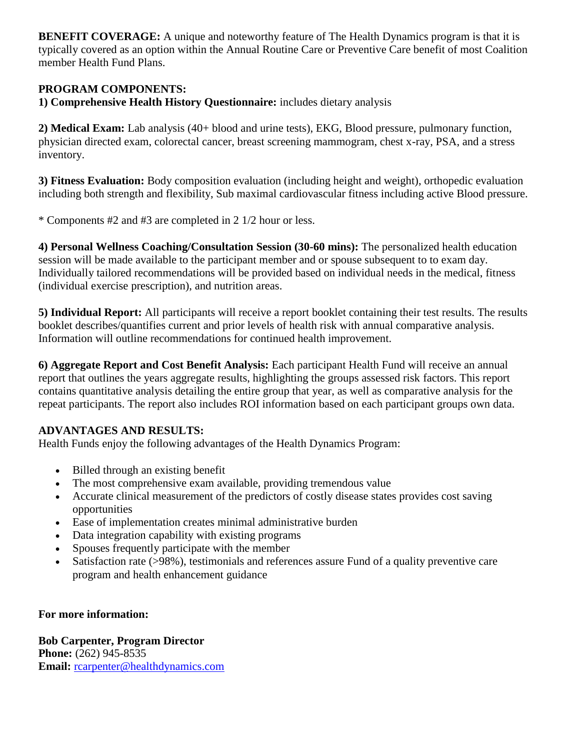**BENEFIT COVERAGE:** A unique and noteworthy feature of The Health Dynamics program is that it is typically covered as an option within the Annual Routine Care or Preventive Care benefit of most Coalition member Health Fund Plans.

**PROGRAM COMPONENTS:**

**1) Comprehensive Health History Questionnaire:** includes dietary analysis

**2) Medical Exam:** Lab analysis (40+ blood and urine tests), EKG, Blood pressure, pulmonary function, physician directed exam, colorectal cancer, breast screening mammogram, chest x-ray, PSA, and a stress inventory.

**3) Fitness Evaluation:** Body composition evaluation (including height and weight), orthopedic evaluation including both strength and flexibility, Sub maximal cardiovascular fitness including active Blood pressure.

* Components #2 and #3 are completed in 2 1/2 hour or less.

**4) Personal Wellness Coaching/Consultation Session (30-60 mins):** The personalized health education session will be made available to the participant member and or spouse subsequent to to exam day. Individually tailored recommendations will be provided based on individual needs in the medical, fitness (individual exercise prescription), and nutrition areas.

**5) Individual Report:** All participants will receive a report booklet containing their test results. The results booklet describes/quantifies current and prior levels of health risk with annual comparative analysis. Information will outline recommendations for continued health improvement.

**6) Aggregate Report and Cost Benefit Analysis:** Each participant Health Fund will receive an annual report that outlines the years aggregate results, highlighting the groups assessed risk factors. This report contains quantitative analysis detailing the entire group that year, as well as comparative analysis for the repeat participants. The report also includes ROI information based on each participant groups own data.

**ADVANTAGES AND RESULTS:**

Health Funds enjoy the following advantages of the Health Dynamics Program:

- Billed through an existing benefit
- The most comprehensive exam available, providing tremendous value
- Accurate clinical measurement of the predictors of costly disease states provides cost saving opportunities
- Ease of implementation creates minimal administrative burden
- Data integration capability with existing programs
- Spouses frequently participate with the member
- Satisfaction rate (>98%), testimonials and references assure Fund of a quality preventive care program and health enhancement guidance

**For more information:**

**Bob Carpenter, Program Director**
**Phone:** (262) 945-8535
**Email:** rcarpenter@healthdynamics.com